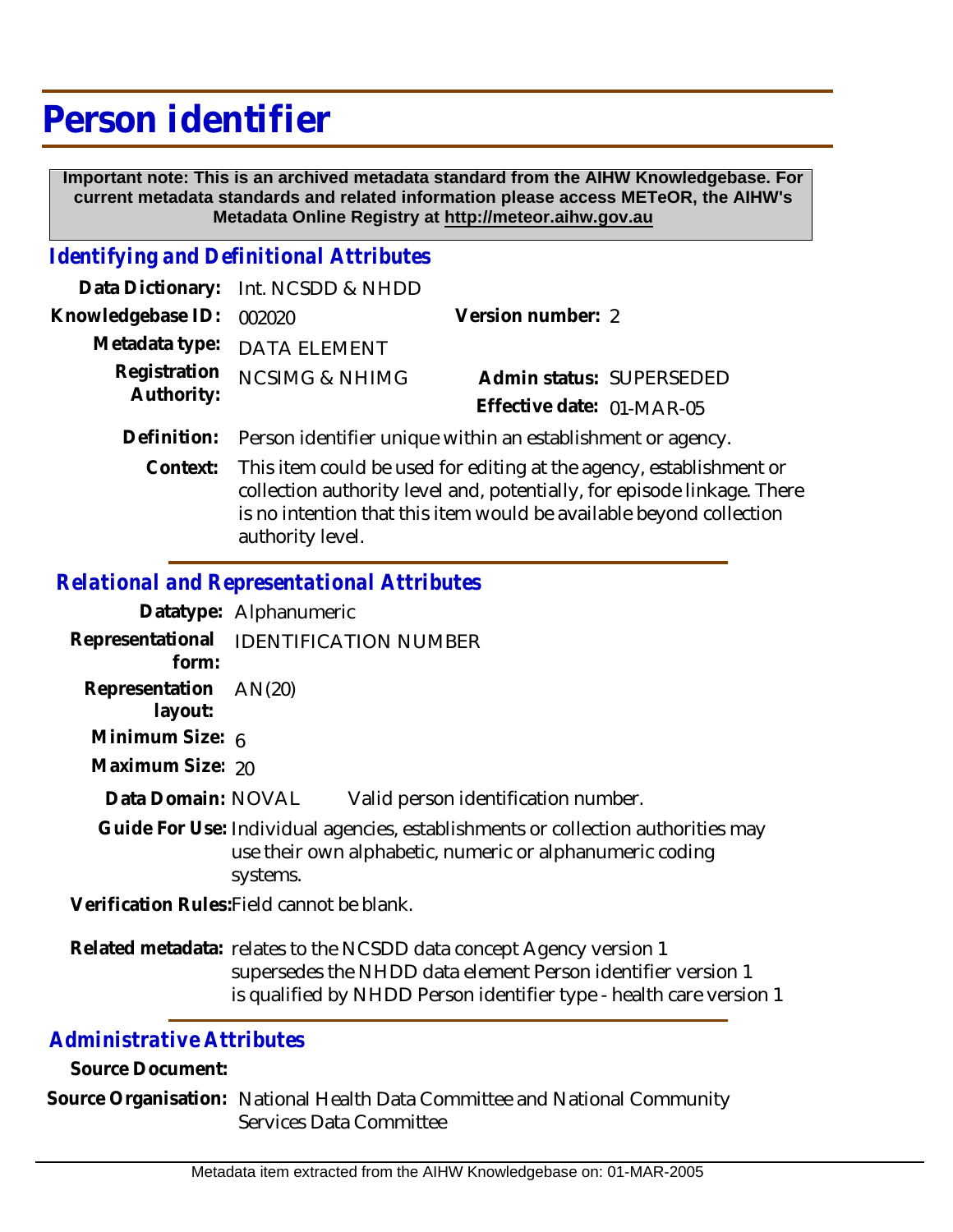# Person identifier

**Important note: This is an archived metadata standard from the AIHW Knowledgebase. For current metadata standards and related information please access METeOR, the AIHW's Metadata Online Registry at http://meteor.aihw.gov.au**

## *Identifying and Definitional Attributes*

**Data Dictionary:** Int. NCSDD & NHDD

**Knowledgebase ID:** 002020

**Version number:** 2

**Metadata type:** DATA ELEMENT

**Registration Authority:** NCSIMG & NHIMG

**Admin status:** SUPERSEDED

**Effective date:** 01-MAR-05

**Definition:** Person identifier unique within an establishment or agency.

**Context:** This item could be used for editing at the agency, establishment or collection authority level and, potentially, for episode linkage. There is no intention that this item would be available beyond collection authority level.

## *Relational and Representational Attributes*

**Datatype:** Alphanumeric

**Representational form:** IDENTIFICATION NUMBER

**Representation layout:** AN(20)

**Minimum Size:** 6

**Maximum Size:** 20

**Data Domain:** NOVAL Valid person identification number.

**Guide For Use:** Individual agencies, establishments or collection authorities may use their own alphabetic, numeric or alphanumeric coding systems.

**Verification Rules:** Field cannot be blank.

**Related metadata:** relates to the NCSDD data concept Agency version 1
supersedes the NHDD data element Person identifier version 1
is qualified by NHDD Person identifier type - health care version 1

## *Administrative Attributes*

**Source Document:**

**Source Organisation:** National Health Data Committee and National Community Services Data Committee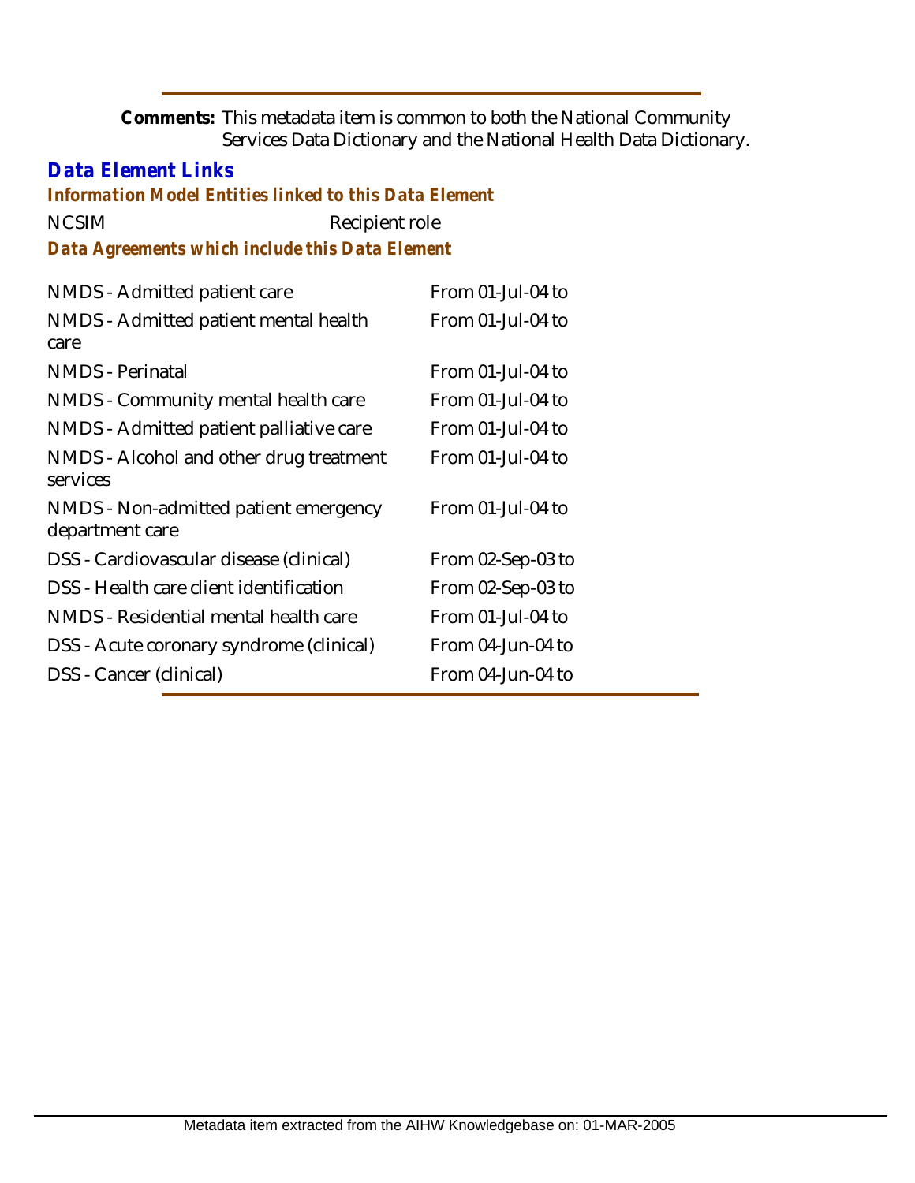**Comments:** This metadata item is common to both the National Community Services Data Dictionary and the National Health Data Dictionary.

## Data Element Links

### Information Model Entities linked to this Data Element

| | |
|---|---|
| NCSIM | Recipient role |

### Data Agreements which include this Data Element

| | |
|---|---|
| NMDS - Admitted patient care | From 01-Jul-04 to |
| NMDS - Admitted patient mental health care | From 01-Jul-04 to |
| NMDS - Perinatal | From 01-Jul-04 to |
| NMDS - Community mental health care | From 01-Jul-04 to |
| NMDS - Admitted patient palliative care | From 01-Jul-04 to |
| NMDS - Alcohol and other drug treatment services | From 01-Jul-04 to |
| NMDS - Non-admitted patient emergency department care | From 01-Jul-04 to |
| DSS - Cardiovascular disease (clinical) | From 02-Sep-03 to |
| DSS - Health care client identification | From 02-Sep-03 to |
| NMDS - Residential mental health care | From 01-Jul-04 to |
| DSS - Acute coronary syndrome (clinical) | From 04-Jun-04 to |
| DSS - Cancer (clinical) | From 04-Jun-04 to |